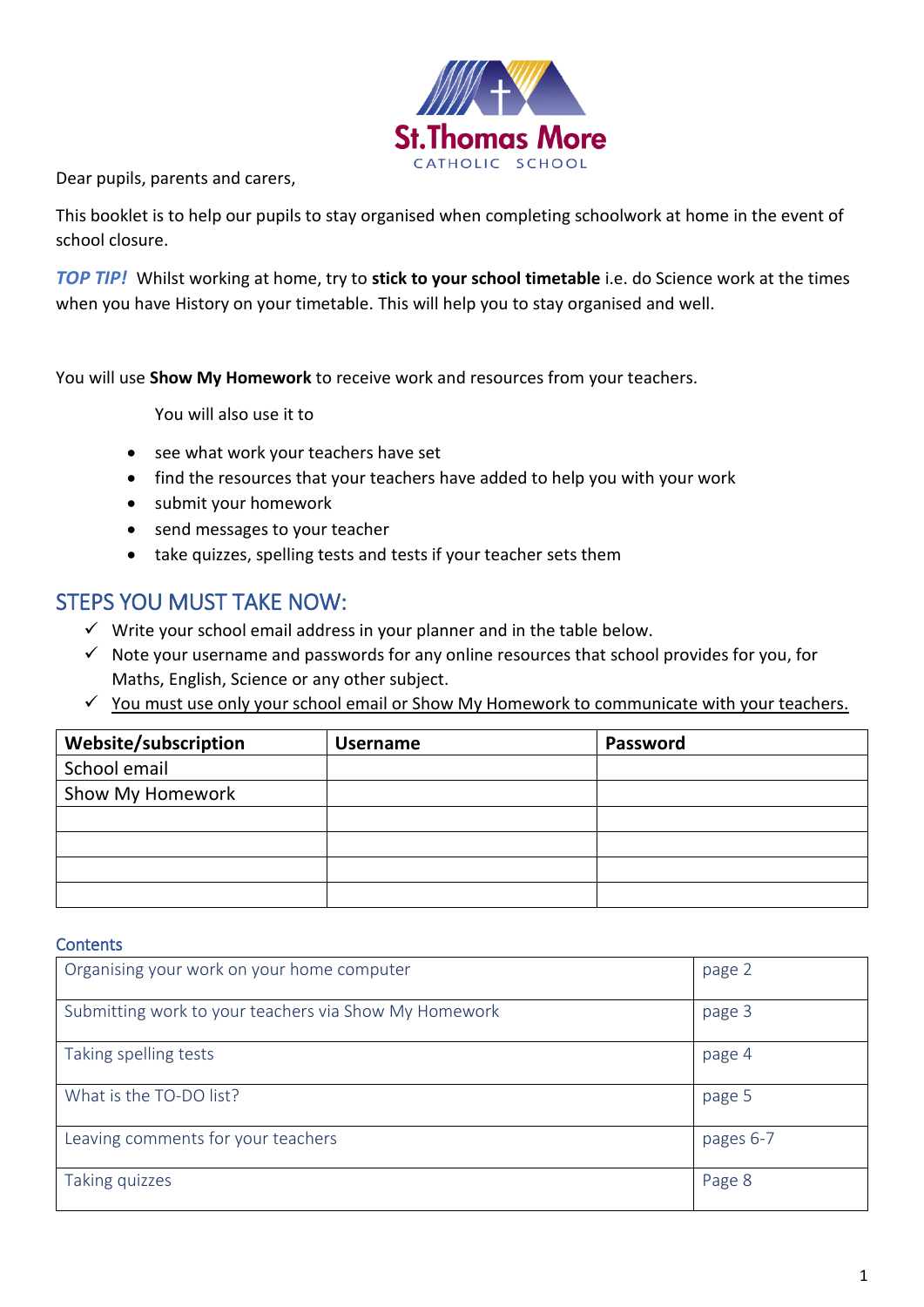St.Thomas More

CATHOLIC SCHOOL

Dear pupils, parents and carers,

This booklet is to help our pupils to stay organised when completing schoolwork at home in the event of school closure.

***TOP TIP!*** Whilst working at home, try to **stick to your school timetable** i.e. do Science work at the times when you have History on your timetable. This will help you to stay organised and well.

You will use **Show My Homework** to receive work and resources from your teachers.

You will also use it to

- see what work your teachers have set
- find the resources that your teachers have added to help you with your work
- submit your homework
- send messages to your teacher
- take quizzes, spelling tests and tests if your teacher sets them

## STEPS YOU MUST TAKE NOW:

- ✓ Write your school email address in your planner and in the table below.
- ✓ Note your username and passwords for any online resources that school provides for you, for Maths, English, Science or any other subject.
- ✓ You must use only your school email or Show My Homework to communicate with your teachers.

| Website/subscription | Username | Password |
|---|---|---|
| School email | | |
| Show My Homework | | |
| | | |
| | | |
| | | |
| | | |

### Contents

| | |
|---|---|
| Organising your work on your home computer | page 2 |
| Submitting work to your teachers via Show My Homework | page 3 |
| Taking spelling tests | page 4 |
| What is the TO-DO list? | page 5 |
| Leaving comments for your teachers | pages 6-7 |
| Taking quizzes | Page 8 |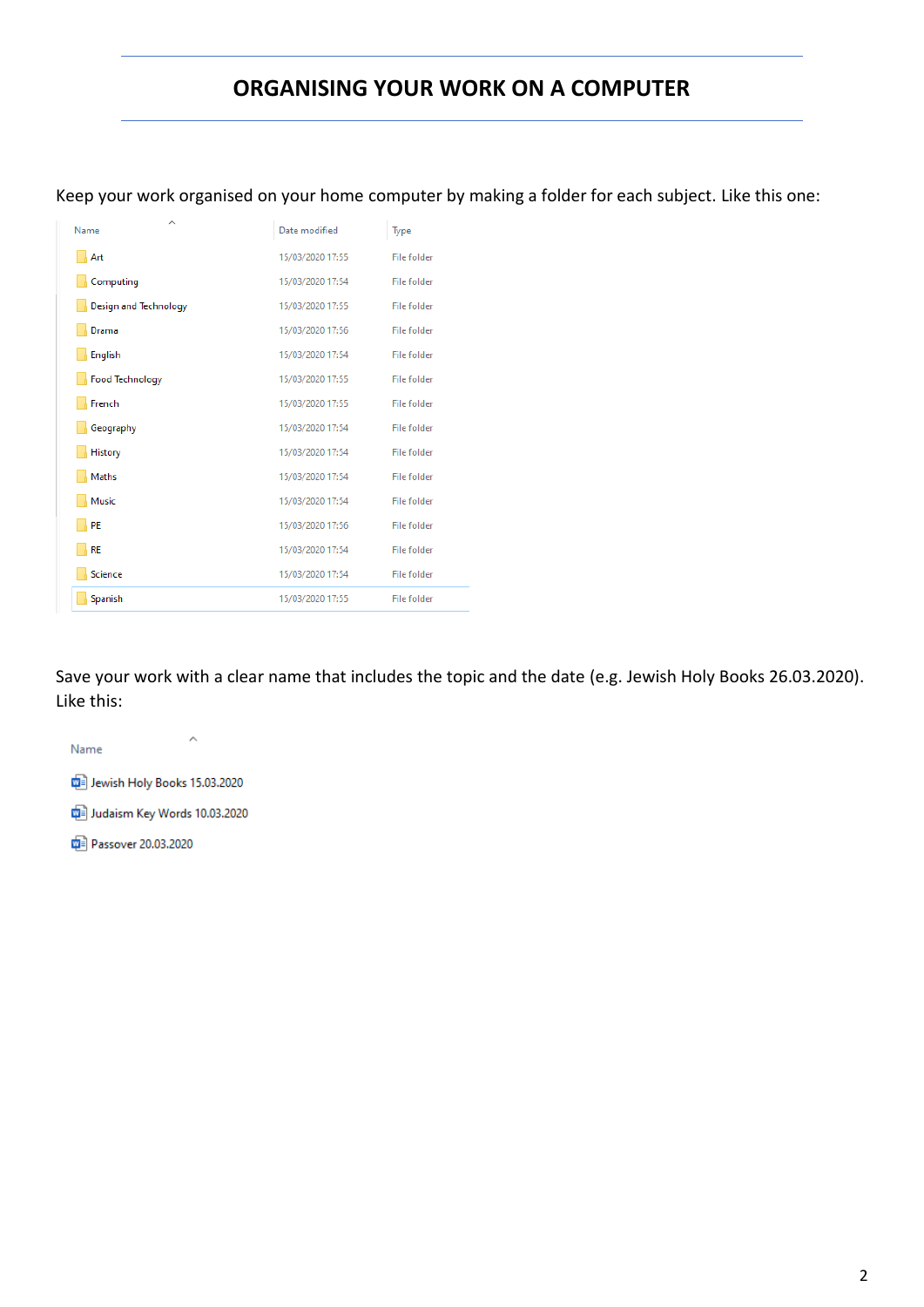# ORGANISING YOUR WORK ON A COMPUTER

Keep your work organised on your home computer by making a folder for each subject. Like this one:

| Name | Date modified | Type |
|---|---|---|
| Art | 15/03/2020 17:55 | File folder |
| Computing | 15/03/2020 17:54 | File folder |
| Design and Technology | 15/03/2020 17:55 | File folder |
| Drama | 15/03/2020 17:56 | File folder |
| English | 15/03/2020 17:54 | File folder |
| Food Technology | 15/03/2020 17:55 | File folder |
| French | 15/03/2020 17:55 | File folder |
| Geography | 15/03/2020 17:54 | File folder |
| History | 15/03/2020 17:54 | File folder |
| Maths | 15/03/2020 17:54 | File folder |
| Music | 15/03/2020 17:54 | File folder |
| PE | 15/03/2020 17:56 | File folder |
| RE | 15/03/2020 17:54 | File folder |
| Science | 15/03/2020 17:54 | File folder |
| Spanish | 15/03/2020 17:55 | File folder |

Save your work with a clear name that includes the topic and the date (e.g. Jewish Holy Books 26.03.2020). Like this:

| Name |
|---|
| Jewish Holy Books 15.03.2020 |
| Judaism Key Words 10.03.2020 |
| Passover 20.03.2020 |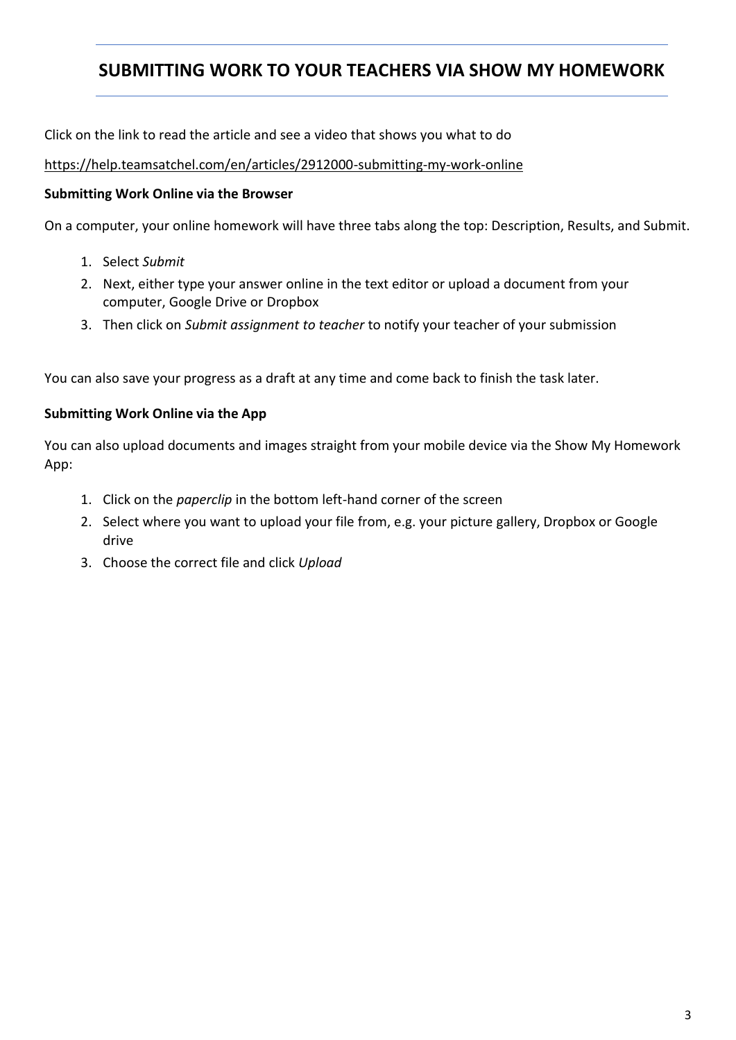# SUBMITTING WORK TO YOUR TEACHERS VIA SHOW MY HOMEWORK

Click on the link to read the article and see a video that shows you what to do

https://help.teamsatchel.com/en/articles/2912000-submitting-my-work-online

**Submitting Work Online via the Browser**

On a computer, your online homework will have three tabs along the top: Description, Results, and Submit.

1. Select *Submit*
2. Next, either type your answer online in the text editor or upload a document from your computer, Google Drive or Dropbox
3. Then click on *Submit assignment to teacher* to notify your teacher of your submission

You can also save your progress as a draft at any time and come back to finish the task later.

**Submitting Work Online via the App**

You can also upload documents and images straight from your mobile device via the Show My Homework App:

1. Click on the *paperclip* in the bottom left-hand corner of the screen
2. Select where you want to upload your file from, e.g. your picture gallery, Dropbox or Google drive
3. Choose the correct file and click *Upload*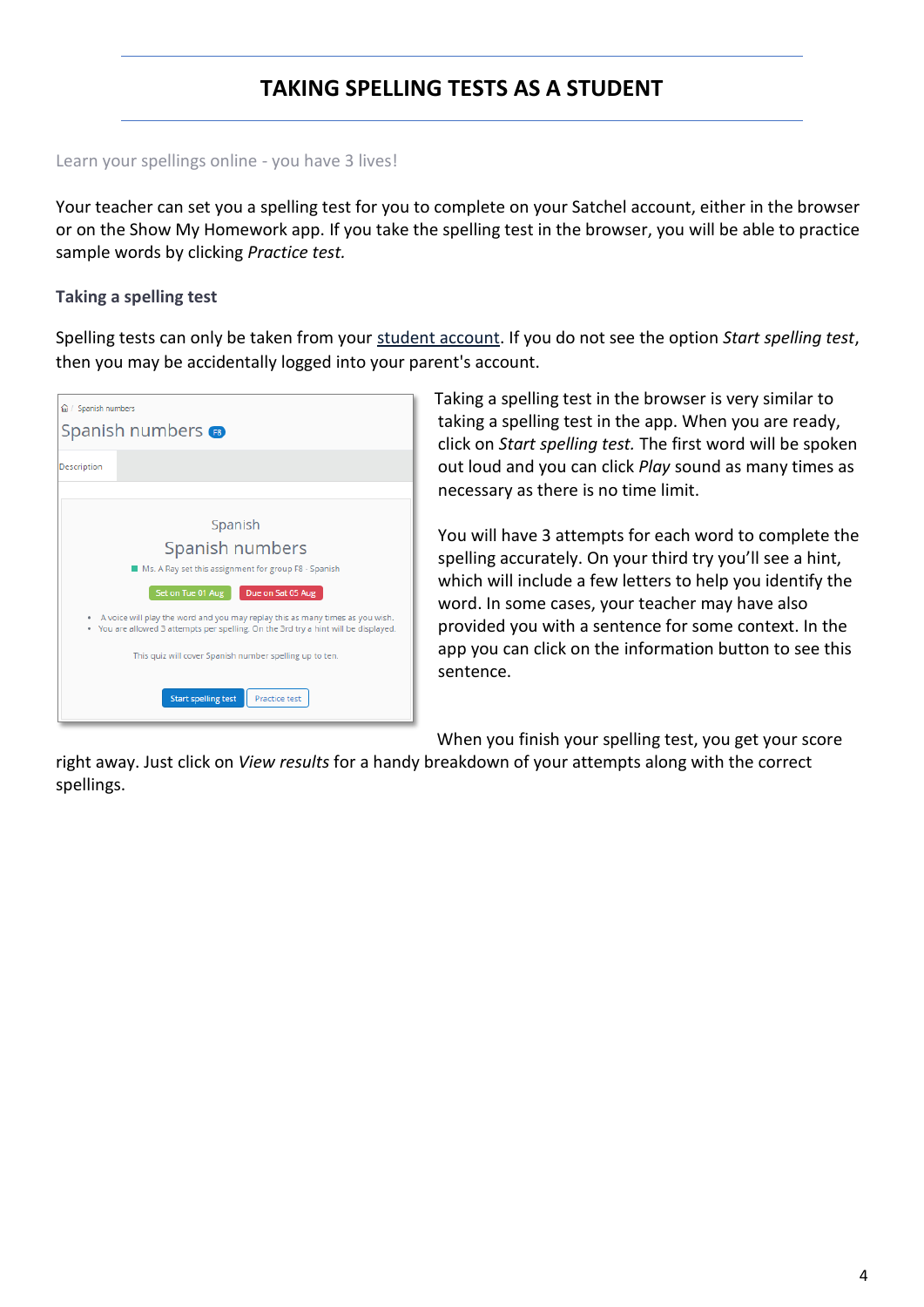# TAKING SPELLING TESTS AS A STUDENT

Learn your spellings online - you have 3 lives!

Your teacher can set you a spelling test for you to complete on your Satchel account, either in the browser or on the Show My Homework app. If you take the spelling test in the browser, you will be able to practice sample words by clicking *Practice test.*

### Taking a spelling test

Spelling tests can only be taken from your student account. If you do not see the option *Start spelling test*, then you may be accidentally logged into your parent's account.

Taking a spelling test in the browser is very similar to taking a spelling test in the app. When you are ready, click on *Start spelling test.* The first word will be spoken out loud and you can click *Play* sound as many times as necessary as there is no time limit.

You will have 3 attempts for each word to complete the spelling accurately. On your third try you'll see a hint, which will include a few letters to help you identify the word. In some cases, your teacher may have also provided you with a sentence for some context. In the app you can click on the information button to see this sentence.

When you finish your spelling test, you get your score right away. Just click on *View results* for a handy breakdown of your attempts along with the correct spellings.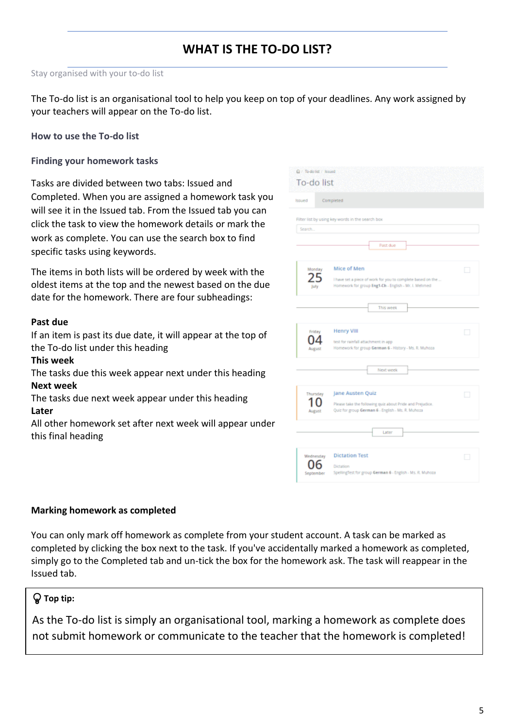# WHAT IS THE TO-DO LIST?

Stay organised with your to-do list

The To-do list is an organisational tool to help you keep on top of your deadlines. Any work assigned by your teachers will appear on the To-do list.

### How to use the To-do list

### Finding your homework tasks

Tasks are divided between two tabs: Issued and Completed. When you are assigned a homework task you will see it in the Issued tab. From the Issued tab you can click the task to view the homework details or mark the work as complete. You can use the search box to find specific tasks using keywords.

The items in both lists will be ordered by week with the oldest items at the top and the newest based on the due date for the homework. There are four subheadings:

**Past due**
If an item is past its due date, it will appear at the top of the To-do list under this heading

**This week**
The tasks due this week appear next under this heading

**Next week**
The tasks due next week appear under this heading

**Later**
All other homework set after next week will appear under this final heading

### Marking homework as completed

You can only mark off homework as complete from your student account. A task can be marked as completed by clicking the box next to the task. If you've accidentally marked a homework as completed, simply go to the Completed tab and un-tick the box for the homework ask. The task will reappear in the Issued tab.

**Top tip:**

As the To-do list is simply an organisational tool, marking a homework as complete does not submit homework or communicate to the teacher that the homework is completed!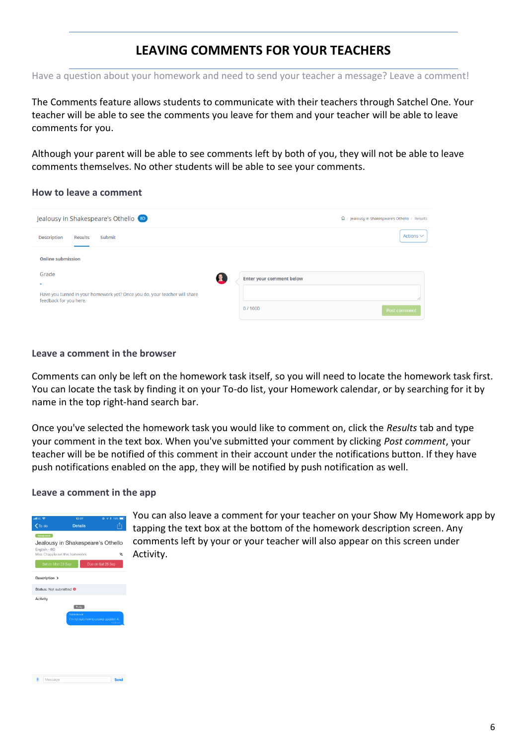# LEAVING COMMENTS FOR YOUR TEACHERS

Have a question about your homework and need to send your teacher a message? Leave a comment!

The Comments feature allows students to communicate with their teachers through Satchel One. Your teacher will be able to see the comments you leave for them and your teacher will be able to leave comments for you.

Although your parent will be able to see comments left by both of you, they will not be able to leave comments themselves. No other students will be able to see your comments.

### How to leave a comment

### Leave a comment in the browser

Comments can only be left on the homework task itself, so you will need to locate the homework task first. You can locate the task by finding it on your To-do list, your Homework calendar, or by searching for it by name in the top right-hand search bar.

Once you've selected the homework task you would like to comment on, click the *Results* tab and type your comment in the text box. When you've submitted your comment by clicking *Post comment*, your teacher will be be notified of this comment in their account under the notifications button. If they have push notifications enabled on the app, they will be notified by push notification as well.

### Leave a comment in the app

You can also leave a comment for your teacher on your Show My Homework app by tapping the text box at the bottom of the homework description screen. Any comments left by your or your teacher will also appear on this screen under Activity.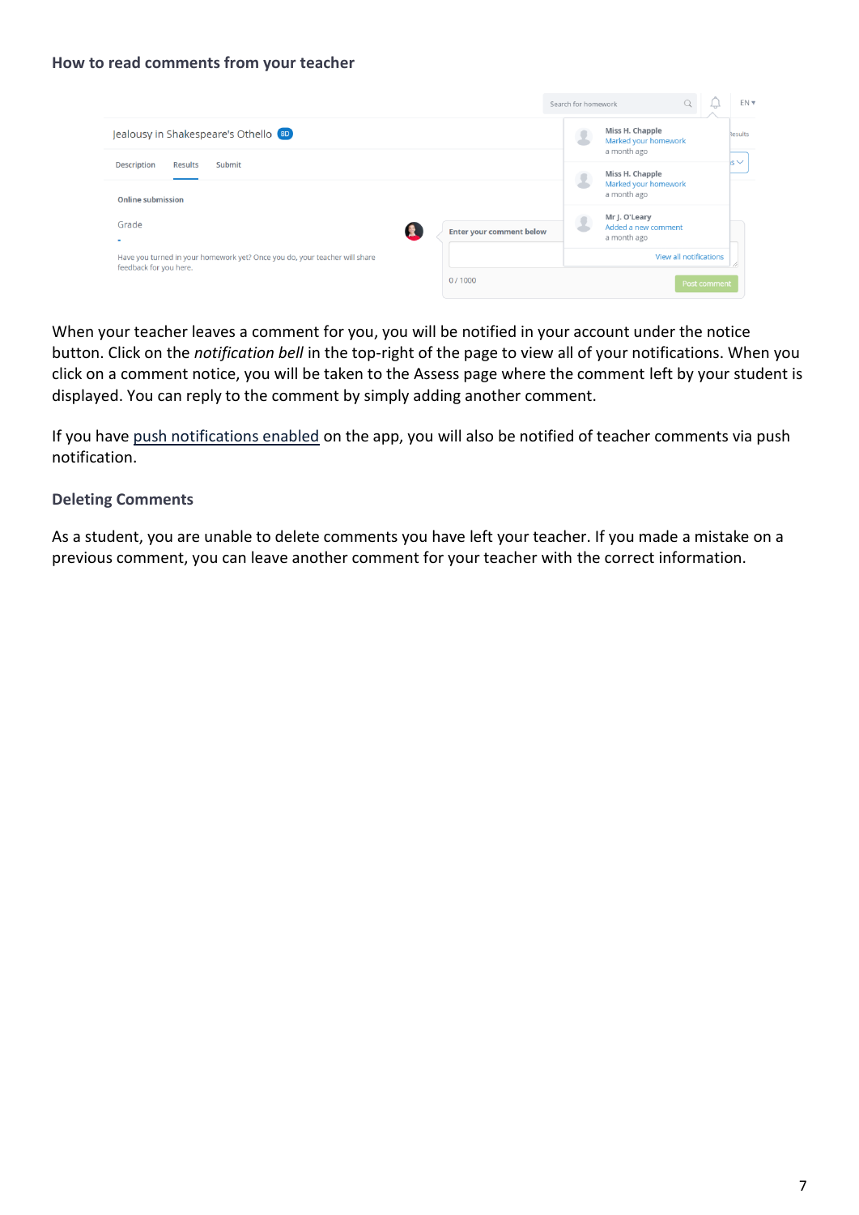### How to read comments from your teacher

When your teacher leaves a comment for you, you will be notified in your account under the notice button. Click on the *notification bell* in the top-right of the page to view all of your notifications. When you click on a comment notice, you will be taken to the Assess page where the comment left by your student is displayed. You can reply to the comment by simply adding another comment.

If you have push notifications enabled on the app, you will also be notified of teacher comments via push notification.

### Deleting Comments

As a student, you are unable to delete comments you have left your teacher. If you made a mistake on a previous comment, you can leave another comment for your teacher with the correct information.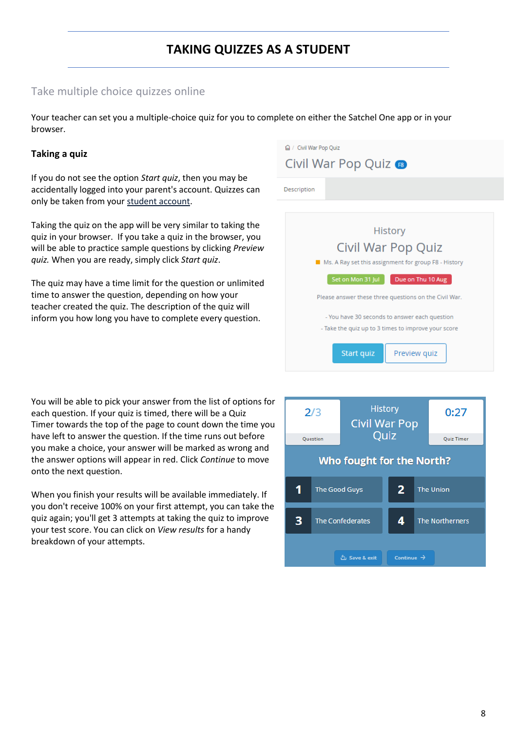# TAKING QUIZZES AS A STUDENT

## Take multiple choice quizzes online

Your teacher can set you a multiple-choice quiz for you to complete on either the Satchel One app or in your browser.

**Taking a quiz**

If you do not see the option *Start quiz*, then you may be accidentally logged into your parent's account. Quizzes can only be taken from your student account.

Taking the quiz on the app will be very similar to taking the quiz in your browser. If you take a quiz in the browser, you will be able to practice sample questions by clicking *Preview quiz.* When you are ready, simply click *Start quiz*.

The quiz may have a time limit for the question or unlimited time to answer the question, depending on how your teacher created the quiz. The description of the quiz will inform you how long you have to complete every question.

Civil War Pop Quiz

Civil War Pop Quiz F8

Description

History

Civil War Pop Quiz

Ms. A Ray set this assignment for group F8 - History

Set on Mon 31 Jul

Due on Thu 10 Aug

Please answer these three questions on the Civil War.

- You have 30 seconds to answer each question

- Take the quiz up to 3 times to improve your score

Start quiz

Preview quiz

You will be able to pick your answer from the list of options for each question. If your quiz is timed, there will be a Quiz Timer towards the top of the page to count down the time you have left to answer the question. If the time runs out before you make a choice, your answer will be marked as wrong and the answer options will appear in red. Click *Continue* to move onto the next question.

When you finish your results will be available immediately. If you don't receive 100% on your first attempt, you can take the quiz again; you'll get 3 attempts at taking the quiz to improve your test score. You can click on *View results* for a handy breakdown of your attempts.

2/3

Question

History

Civil War Pop Quiz

0:27

Quiz Timer

Who fought for the North?

1 The Good Guys

2 The Union

3 The Confederates

4 The Northerners

Save & exit

Continue